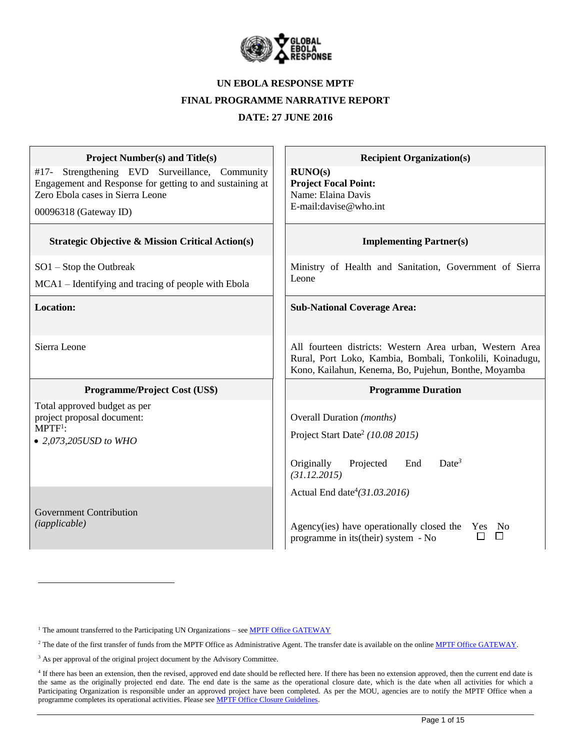**UN EBOLA RESPONSE MPTF**

**FINAL PROGRAMME NARRATIVE REPORT**

**DATE: 27 JUNE 2016**

| **Project Number(s) and Title(s)** | **Recipient Organization(s)** |
|---|---|
| #17- Strengthening EVD Surveillance, Community Engagement and Response for getting to and sustaining at Zero Ebola cases in Sierra Leone<br><br>00096318 (Gateway ID) | **RUNO(s)**<br>**Project Focal Point:**<br>Name: Elaina Davis<br>E-mail:davise@who.int |
| **Strategic Objective & Mission Critical Action(s)** | **Implementing Partner(s)** |
| SO1 – Stop the Outbreak<br><br>MCA1 – Identifying and tracing of people with Ebola | Ministry of Health and Sanitation, Government of Sierra Leone |
| **Location:** | **Sub-National Coverage Area:** |
| Sierra Leone | All fourteen districts: Western Area urban, Western Area Rural, Port Loko, Kambia, Bombali, Tonkolili, Koinadugu, Kono, Kailahun, Kenema, Bo, Pujehun, Bonthe, Moyamba |
| **Programme/Project Cost (US$)** | **Programme Duration** |
| Total approved budget as per project proposal document:<br>MPTF[1]:<br>• *2,073,205USD to WHO* | Overall Duration *(months)*<br><br>Project Start Date[2] *(10.08 2015)*<br><br>Originally Projected End Date[3] *(31.12.2015)*<br><br>Actual End date[4]*(31.03.2016)* |
| Government Contribution<br>*(iapplicable)* | Agency(ies) have operationally closed the programme in its(their) system - No &nbsp;&nbsp; Yes ☐ No ☐ |

[1] The amount transferred to the Participating UN Organizations – see MPTF Office GATEWAY

[2] The date of the first transfer of funds from the MPTF Office as Administrative Agent. The transfer date is available on the online MPTF Office GATEWAY.

[3] As per approval of the original project document by the Advisory Committee.

[4] If there has been an extension, then the revised, approved end date should be reflected here. If there has been no extension approved, then the current end date is the same as the originally projected end date. The end date is the same as the operational closure date, which is the date when all activities for which a Participating Organization is responsible under an approved project have been completed. As per the MOU, agencies are to notify the MPTF Office when a programme completes its operational activities. Please see MPTF Office Closure Guidelines.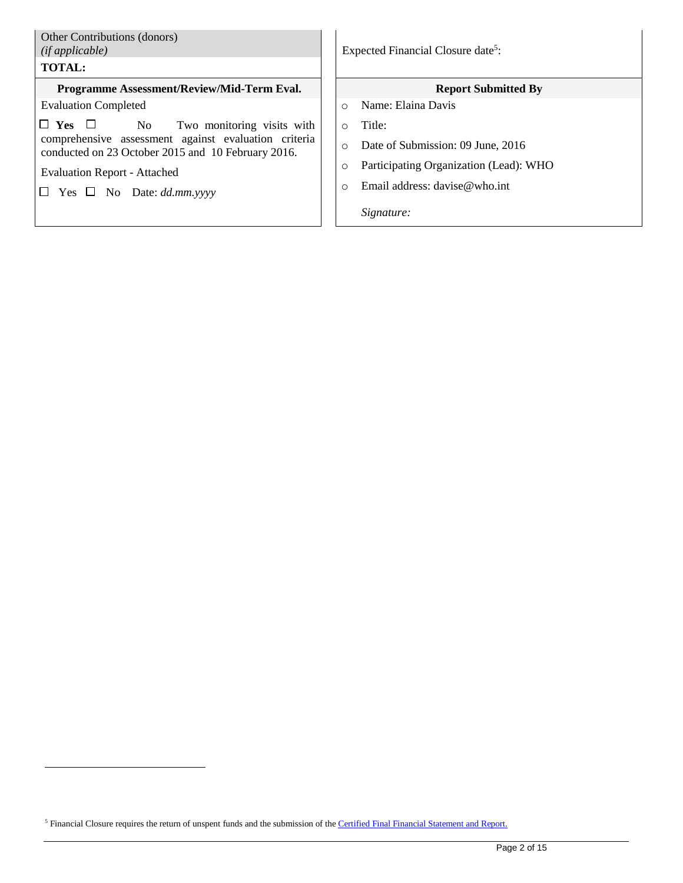| Other Contributions (donors) *(if applicable)* | Expected Financial Closure date[5]: |
|---|---|
| **TOTAL:** | |

| **Programme Assessment/Review/Mid-Term Eval.** | **Report Submitted By** |
|---|---|
| Evaluation Completed<br>☐ **Yes** ☐ No Two monitoring visits with comprehensive assessment against evaluation criteria conducted on 23 October 2015 and 10 February 2016.<br>Evaluation Report - Attached<br>☐ Yes ☐ No Date: *dd.mm.yyyy* | ○ Name: Elaina Davis<br>○ Title:<br>○ Date of Submission: 09 June, 2016<br>○ Participating Organization (Lead): WHO<br>○ Email address: davise@who.int<br>*Signature:* |

[5] Financial Closure requires the return of unspent funds and the submission of the Certified Final Financial Statement and Report.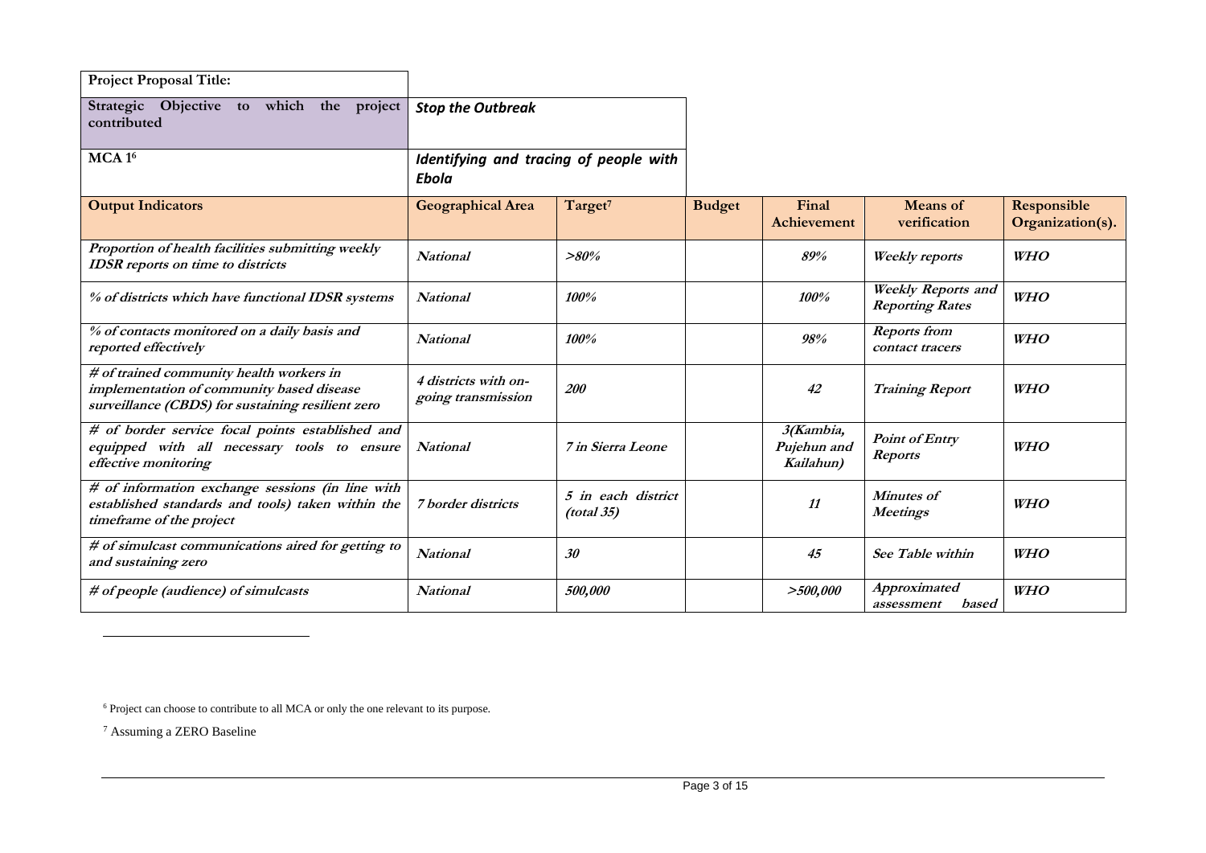| **Project Proposal Title:** | | | | | | |
|---|---|---|---|---|---|---|
| **Strategic Objective to which the project contributed** | ***Stop the Outbreak*** | | | | | |
| **MCA 1**[6] | ***Identifying and tracing of people with Ebola*** | | | | | |
| **Output Indicators** | **Geographical Area** | **Target**[7] | **Budget** | **Final Achievement** | **Means of verification** | **Responsible Organization(s).** |
| ***Proportion of health facilities submitting weekly IDSR reports on time to districts*** | ***National*** | ***>80%*** | | ***89%*** | ***Weekly reports*** | ***WHO*** |
| ***% of districts which have functional IDSR systems*** | ***National*** | ***100%*** | | ***100%*** | ***Weekly Reports and Reporting Rates*** | ***WHO*** |
| ***% of contacts monitored on a daily basis and reported effectively*** | ***National*** | ***100%*** | | ***98%*** | ***Reports from contact tracers*** | ***WHO*** |
| ***# of trained community health workers in implementation of community based disease surveillance (CBDS) for sustaining resilient zero*** | ***4 districts with on-going transmission*** | ***200*** | | ***42*** | ***Training Report*** | ***WHO*** |
| ***# of border service focal points established and equipped with all necessary tools to ensure effective monitoring*** | ***National*** | ***7 in Sierra Leone*** | | ***3(Kambia, Pujehun and Kailahun)*** | ***Point of Entry Reports*** | ***WHO*** |
| ***# of information exchange sessions (in line with established standards and tools) taken within the timeframe of the project*** | ***7 border districts*** | ***5 in each district (total 35)*** | | ***11*** | ***Minutes of Meetings*** | ***WHO*** |
| ***# of simulcast communications aired for getting to and sustaining zero*** | ***National*** | ***30*** | | ***45*** | ***See Table within*** | ***WHO*** |
| ***# of people (audience) of simulcasts*** | ***National*** | ***500,000*** | | ***>500,000*** | ***Approximated assessment based*** | ***WHO*** |

[6] Project can choose to contribute to all MCA or only the one relevant to its purpose.

[7] Assuming a ZERO Baseline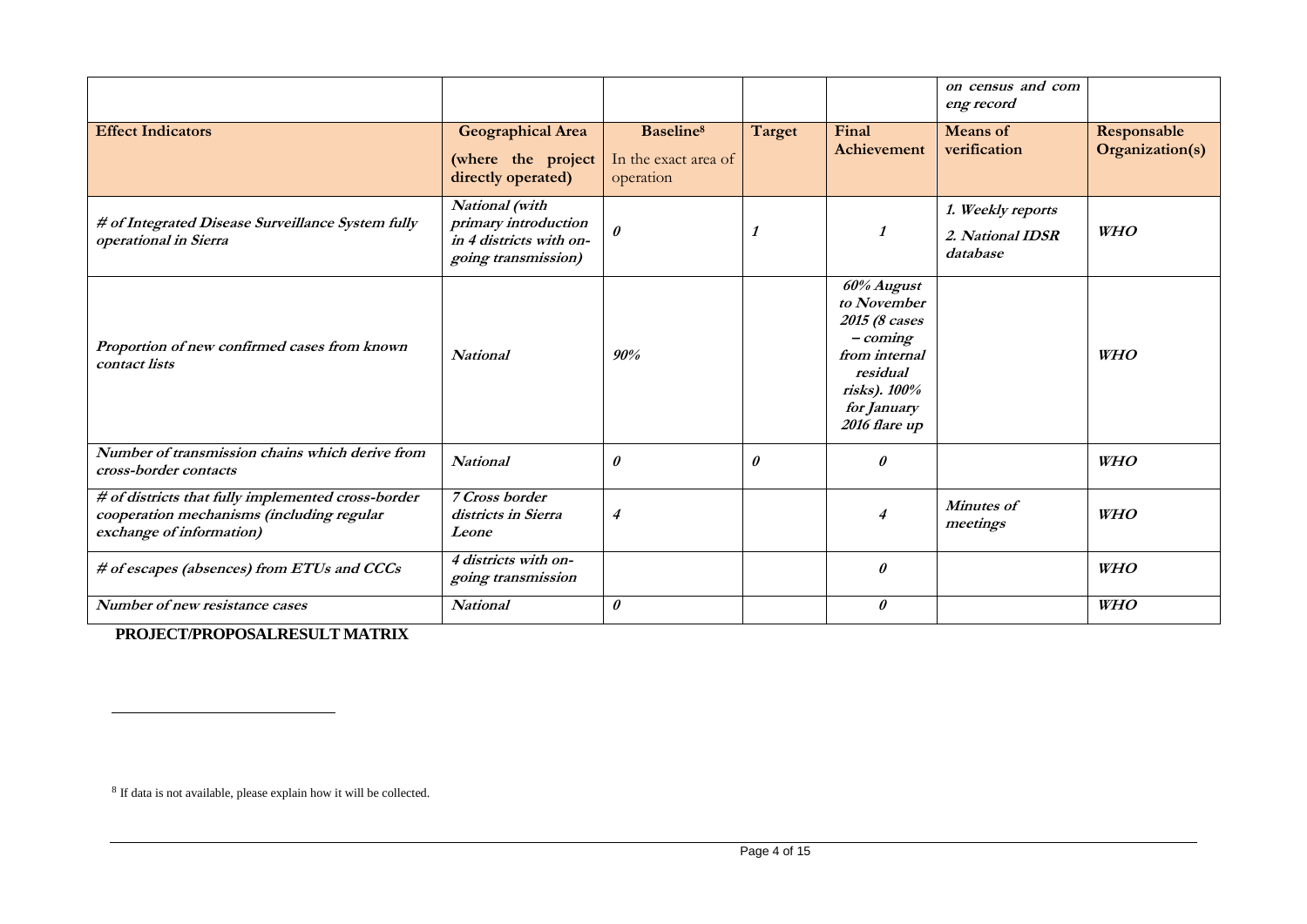| | | | | | *on census and com eng record* | |
|---|---|---|---|---|---|---|
| **Effect Indicators** | **Geographical Area** (where the project directly operated) | **Baseline**[8] In the exact area of operation | **Target** | **Final Achievement** | **Means of verification** | **Responsable Organization(s)** |
| ***# of Integrated Disease Surveillance System fully operational in Sierra*** | ***National (with primary introduction in 4 districts with on-going transmission)*** | ***0*** | ***1*** | ***1*** | ***1. Weekly reports*** ***2. National IDSR database*** | ***WHO*** |
| ***Proportion of new confirmed cases from known contact lists*** | ***National*** | ***90%*** | | ***60% August to November 2015 (8 cases – coming from internal residual risks). 100% for January 2016 flare up*** | | ***WHO*** |
| ***Number of transmission chains which derive from cross-border contacts*** | ***National*** | ***0*** | ***0*** | ***0*** | | ***WHO*** |
| ***# of districts that fully implemented cross-border cooperation mechanisms (including regular exchange of information)*** | ***7 Cross border districts in Sierra Leone*** | ***4*** | | ***4*** | ***Minutes of meetings*** | ***WHO*** |
| ***# of escapes (absences) from ETUs and CCCs*** | ***4 districts with on-going transmission*** | | | ***0*** | | ***WHO*** |
| ***Number of new resistance cases*** | ***National*** | ***0*** | | ***0*** | | ***WHO*** |

**PROJECT/PROPOSALRESULT MATRIX**

[8] If data is not available, please explain how it will be collected.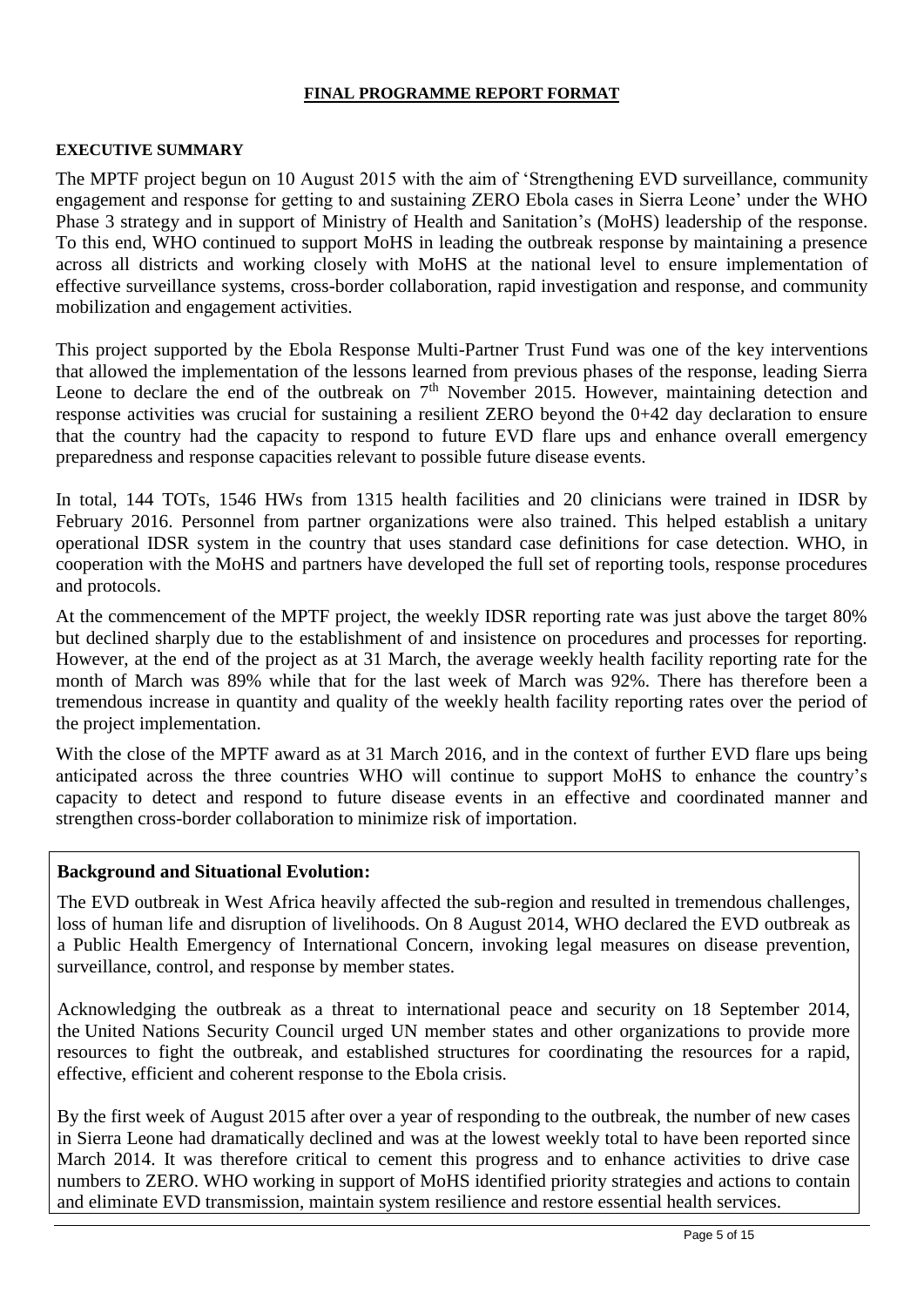**FINAL PROGRAMME REPORT FORMAT**

**EXECUTIVE SUMMARY**

The MPTF project begun on 10 August 2015 with the aim of 'Strengthening EVD surveillance, community engagement and response for getting to and sustaining ZERO Ebola cases in Sierra Leone' under the WHO Phase 3 strategy and in support of Ministry of Health and Sanitation's (MoHS) leadership of the response. To this end, WHO continued to support MoHS in leading the outbreak response by maintaining a presence across all districts and working closely with MoHS at the national level to ensure implementation of effective surveillance systems, cross-border collaboration, rapid investigation and response, and community mobilization and engagement activities.

This project supported by the Ebola Response Multi-Partner Trust Fund was one of the key interventions that allowed the implementation of the lessons learned from previous phases of the response, leading Sierra Leone to declare the end of the outbreak on 7th November 2015. However, maintaining detection and response activities was crucial for sustaining a resilient ZERO beyond the 0+42 day declaration to ensure that the country had the capacity to respond to future EVD flare ups and enhance overall emergency preparedness and response capacities relevant to possible future disease events.

In total, 144 TOTs, 1546 HWs from 1315 health facilities and 20 clinicians were trained in IDSR by February 2016. Personnel from partner organizations were also trained. This helped establish a unitary operational IDSR system in the country that uses standard case definitions for case detection. WHO, in cooperation with the MoHS and partners have developed the full set of reporting tools, response procedures and protocols.

At the commencement of the MPTF project, the weekly IDSR reporting rate was just above the target 80% but declined sharply due to the establishment of and insistence on procedures and processes for reporting. However, at the end of the project as at 31 March, the average weekly health facility reporting rate for the month of March was 89% while that for the last week of March was 92%. There has therefore been a tremendous increase in quantity and quality of the weekly health facility reporting rates over the period of the project implementation.

With the close of the MPTF award as at 31 March 2016, and in the context of further EVD flare ups being anticipated across the three countries WHO will continue to support MoHS to enhance the country's capacity to detect and respond to future disease events in an effective and coordinated manner and strengthen cross-border collaboration to minimize risk of importation.

**Background and Situational Evolution:**

The EVD outbreak in West Africa heavily affected the sub-region and resulted in tremendous challenges, loss of human life and disruption of livelihoods. On 8 August 2014, WHO declared the EVD outbreak as a Public Health Emergency of International Concern, invoking legal measures on disease prevention, surveillance, control, and response by member states.

Acknowledging the outbreak as a threat to international peace and security on 18 September 2014, the United Nations Security Council urged UN member states and other organizations to provide more resources to fight the outbreak, and established structures for coordinating the resources for a rapid, effective, efficient and coherent response to the Ebola crisis.

By the first week of August 2015 after over a year of responding to the outbreak, the number of new cases in Sierra Leone had dramatically declined and was at the lowest weekly total to have been reported since March 2014. It was therefore critical to cement this progress and to enhance activities to drive case numbers to ZERO. WHO working in support of MoHS identified priority strategies and actions to contain and eliminate EVD transmission, maintain system resilience and restore essential health services.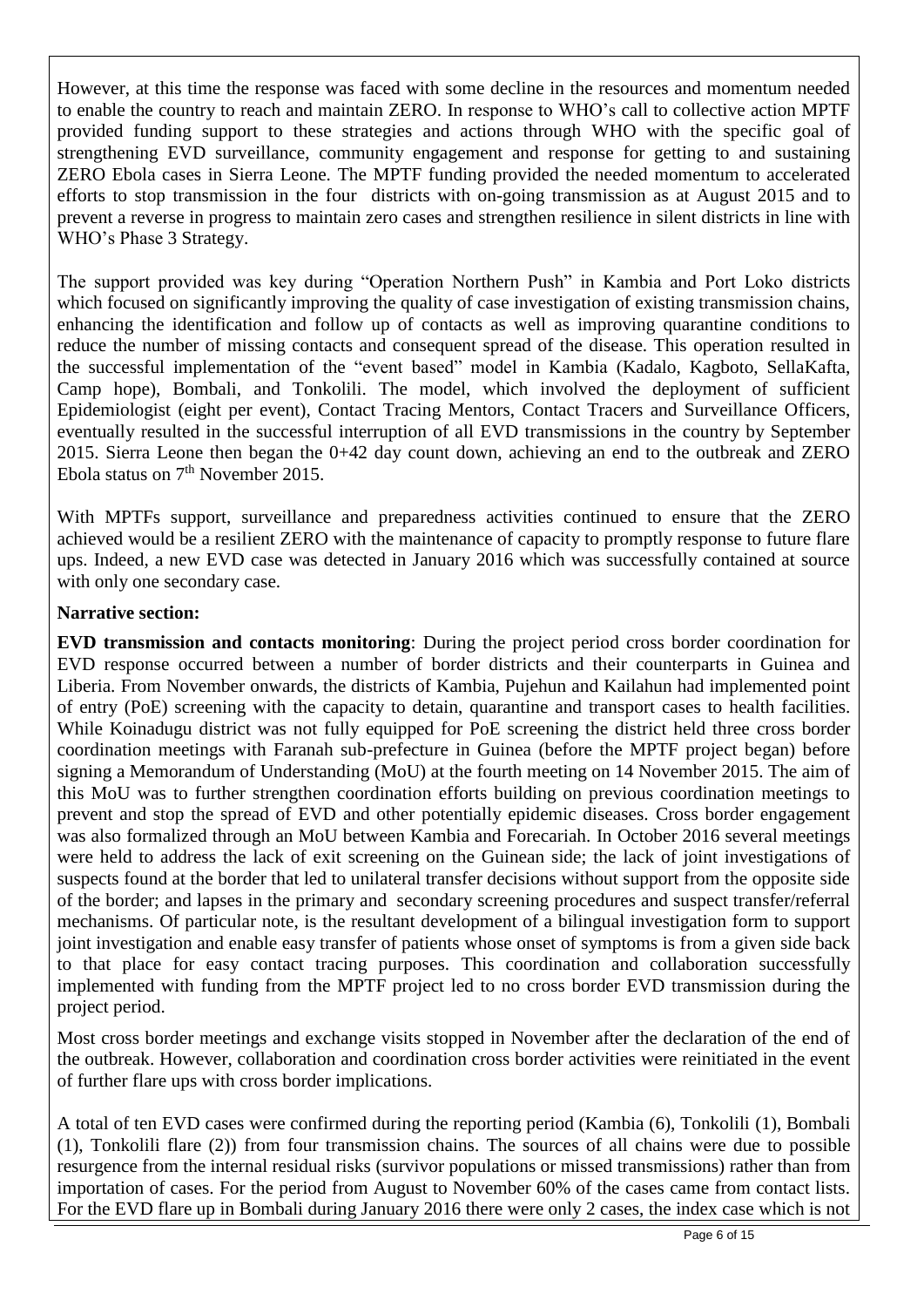However, at this time the response was faced with some decline in the resources and momentum needed to enable the country to reach and maintain ZERO. In response to WHO's call to collective action MPTF provided funding support to these strategies and actions through WHO with the specific goal of strengthening EVD surveillance, community engagement and response for getting to and sustaining ZERO Ebola cases in Sierra Leone. The MPTF funding provided the needed momentum to accelerated efforts to stop transmission in the four districts with on-going transmission as at August 2015 and to prevent a reverse in progress to maintain zero cases and strengthen resilience in silent districts in line with WHO's Phase 3 Strategy.

The support provided was key during "Operation Northern Push" in Kambia and Port Loko districts which focused on significantly improving the quality of case investigation of existing transmission chains, enhancing the identification and follow up of contacts as well as improving quarantine conditions to reduce the number of missing contacts and consequent spread of the disease. This operation resulted in the successful implementation of the "event based" model in Kambia (Kadalo, Kagboto, SellaKafta, Camp hope), Bombali, and Tonkolili. The model, which involved the deployment of sufficient Epidemiologist (eight per event), Contact Tracing Mentors, Contact Tracers and Surveillance Officers, eventually resulted in the successful interruption of all EVD transmissions in the country by September 2015. Sierra Leone then began the 0+42 day count down, achieving an end to the outbreak and ZERO Ebola status on 7th November 2015.

With MPTFs support, surveillance and preparedness activities continued to ensure that the ZERO achieved would be a resilient ZERO with the maintenance of capacity to promptly response to future flare ups. Indeed, a new EVD case was detected in January 2016 which was successfully contained at source with only one secondary case.

**Narrative section:**

**EVD transmission and contacts monitoring**: During the project period cross border coordination for EVD response occurred between a number of border districts and their counterparts in Guinea and Liberia. From November onwards, the districts of Kambia, Pujehun and Kailahun had implemented point of entry (PoE) screening with the capacity to detain, quarantine and transport cases to health facilities. While Koinadugu district was not fully equipped for PoE screening the district held three cross border coordination meetings with Faranah sub-prefecture in Guinea (before the MPTF project began) before signing a Memorandum of Understanding (MoU) at the fourth meeting on 14 November 2015. The aim of this MoU was to further strengthen coordination efforts building on previous coordination meetings to prevent and stop the spread of EVD and other potentially epidemic diseases. Cross border engagement was also formalized through an MoU between Kambia and Forecariah. In October 2016 several meetings were held to address the lack of exit screening on the Guinean side; the lack of joint investigations of suspects found at the border that led to unilateral transfer decisions without support from the opposite side of the border; and lapses in the primary and secondary screening procedures and suspect transfer/referral mechanisms. Of particular note, is the resultant development of a bilingual investigation form to support joint investigation and enable easy transfer of patients whose onset of symptoms is from a given side back to that place for easy contact tracing purposes. This coordination and collaboration successfully implemented with funding from the MPTF project led to no cross border EVD transmission during the project period.

Most cross border meetings and exchange visits stopped in November after the declaration of the end of the outbreak. However, collaboration and coordination cross border activities were reinitiated in the event of further flare ups with cross border implications.

A total of ten EVD cases were confirmed during the reporting period (Kambia (6), Tonkolili (1), Bombali (1), Tonkolili flare (2)) from four transmission chains. The sources of all chains were due to possible resurgence from the internal residual risks (survivor populations or missed transmissions) rather than from importation of cases. For the period from August to November 60% of the cases came from contact lists. For the EVD flare up in Bombali during January 2016 there were only 2 cases, the index case which is not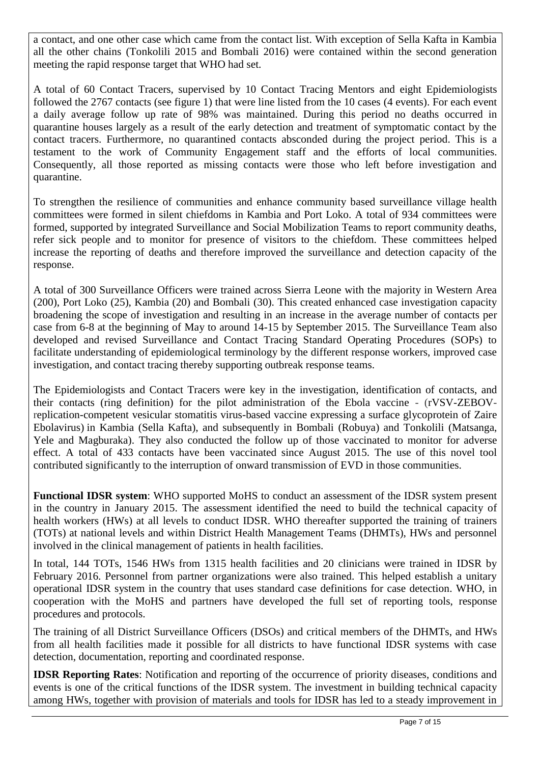a contact, and one other case which came from the contact list. With exception of Sella Kafta in Kambia all the other chains (Tonkolili 2015 and Bombali 2016) were contained within the second generation meeting the rapid response target that WHO had set.

A total of 60 Contact Tracers, supervised by 10 Contact Tracing Mentors and eight Epidemiologists followed the 2767 contacts (see figure 1) that were line listed from the 10 cases (4 events). For each event a daily average follow up rate of 98% was maintained. During this period no deaths occurred in quarantine houses largely as a result of the early detection and treatment of symptomatic contact by the contact tracers. Furthermore, no quarantined contacts absconded during the project period. This is a testament to the work of Community Engagement staff and the efforts of local communities. Consequently, all those reported as missing contacts were those who left before investigation and quarantine.

To strengthen the resilience of communities and enhance community based surveillance village health committees were formed in silent chiefdoms in Kambia and Port Loko. A total of 934 committees were formed, supported by integrated Surveillance and Social Mobilization Teams to report community deaths, refer sick people and to monitor for presence of visitors to the chiefdom. These committees helped increase the reporting of deaths and therefore improved the surveillance and detection capacity of the response.

A total of 300 Surveillance Officers were trained across Sierra Leone with the majority in Western Area (200), Port Loko (25), Kambia (20) and Bombali (30). This created enhanced case investigation capacity broadening the scope of investigation and resulting in an increase in the average number of contacts per case from 6-8 at the beginning of May to around 14-15 by September 2015. The Surveillance Team also developed and revised Surveillance and Contact Tracing Standard Operating Procedures (SOPs) to facilitate understanding of epidemiological terminology by the different response workers, improved case investigation, and contact tracing thereby supporting outbreak response teams.

The Epidemiologists and Contact Tracers were key in the investigation, identification of contacts, and their contacts (ring definition) for the pilot administration of the Ebola vaccine - (rVSV-ZEBOV-replication-competent vesicular stomatitis virus-based vaccine expressing a surface glycoprotein of Zaire Ebolavirus) in Kambia (Sella Kafta), and subsequently in Bombali (Robuya) and Tonkolili (Matsanga, Yele and Magburaka). They also conducted the follow up of those vaccinated to monitor for adverse effect. A total of 433 contacts have been vaccinated since August 2015. The use of this novel tool contributed significantly to the interruption of onward transmission of EVD in those communities.

**Functional IDSR system**: WHO supported MoHS to conduct an assessment of the IDSR system present in the country in January 2015. The assessment identified the need to build the technical capacity of health workers (HWs) at all levels to conduct IDSR. WHO thereafter supported the training of trainers (TOTs) at national levels and within District Health Management Teams (DHMTs), HWs and personnel involved in the clinical management of patients in health facilities.

In total, 144 TOTs, 1546 HWs from 1315 health facilities and 20 clinicians were trained in IDSR by February 2016. Personnel from partner organizations were also trained. This helped establish a unitary operational IDSR system in the country that uses standard case definitions for case detection. WHO, in cooperation with the MoHS and partners have developed the full set of reporting tools, response procedures and protocols.

The training of all District Surveillance Officers (DSOs) and critical members of the DHMTs, and HWs from all health facilities made it possible for all districts to have functional IDSR systems with case detection, documentation, reporting and coordinated response.

**IDSR Reporting Rates**: Notification and reporting of the occurrence of priority diseases, conditions and events is one of the critical functions of the IDSR system. The investment in building technical capacity among HWs, together with provision of materials and tools for IDSR has led to a steady improvement in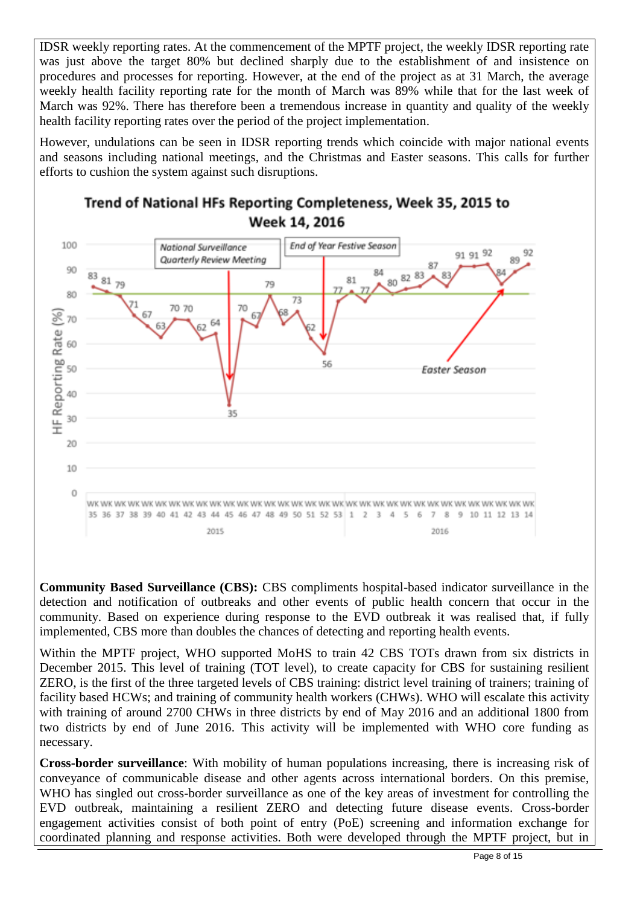IDSR weekly reporting rates. At the commencement of the MPTF project, the weekly IDSR reporting rate was just above the target 80% but declined sharply due to the establishment of and insistence on procedures and processes for reporting. However, at the end of the project as at 31 March, the average weekly health facility reporting rate for the month of March was 89% while that for the last week of March was 92%. There has therefore been a tremendous increase in quantity and quality of the weekly health facility reporting rates over the period of the project implementation.

However, undulations can be seen in IDSR reporting trends which coincide with major national events and seasons including national meetings, and the Christmas and Easter seasons. This calls for further efforts to cushion the system against such disruptions.

**Trend of National HFs Reporting Completeness, Week 35, 2015 to Week 14, 2016**

| Year | Week | HF Reporting Rate (%) |
|---|---|---|
| 2015 | WK 35 | 83 |
| 2015 | WK 36 | 81 |
| 2015 | WK 37 | 79 |
| 2015 | WK 38 | 71 |
| 2015 | WK 39 | 67 |
| 2015 | WK 40 | 63 |
| 2015 | WK 41 | 70 |
| 2015 | WK 42 | 70 |
| 2015 | WK 43 | 62 |
| 2015 | WK 44 | 64 |
| 2015 | WK 45 | 35 |
| 2015 | WK 46 | 70 |
| 2015 | WK 47 | 67 |
| 2015 | WK 48 | 79 |
| 2015 | WK 49 | 68 |
| 2015 | WK 50 | 73 |
| 2015 | WK 51 | 62 |
| 2015 | WK 52 | 56 |
| 2015 | WK 53 | 77 |
| 2016 | WK 1 | 81 |
| 2016 | WK 2 | 77 |
| 2016 | WK 3 | 84 |
| 2016 | WK 4 | 80 |
| 2016 | WK 5 | 82 |
| 2016 | WK 6 | 83 |
| 2016 | WK 7 | 87 |
| 2016 | WK 8 | 83 |
| 2016 | WK 9 | 91 |
| 2016 | WK 10 | 91 |
| 2016 | WK 11 | 92 |
| 2016 | WK 12 | 84 |
| 2016 | WK 13 | 89 |
| 2016 | WK 14 | 92 |

Annotations: National Surveillance Quarterly Review Meeting (WK 45, 2015); End of Year Festive Season (WK 52, 2015); Easter Season (WK 12, 2016).

**Community Based Surveillance (CBS):** CBS compliments hospital-based indicator surveillance in the detection and notification of outbreaks and other events of public health concern that occur in the community. Based on experience during response to the EVD outbreak it was realised that, if fully implemented, CBS more than doubles the chances of detecting and reporting health events.

Within the MPTF project, WHO supported MoHS to train 42 CBS TOTs drawn from six districts in December 2015. This level of training (TOT level), to create capacity for CBS for sustaining resilient ZERO, is the first of the three targeted levels of CBS training: district level training of trainers; training of facility based HCWs; and training of community health workers (CHWs). WHO will escalate this activity with training of around 2700 CHWs in three districts by end of May 2016 and an additional 1800 from two districts by end of June 2016. This activity will be implemented with WHO core funding as necessary.

**Cross-border surveillance**: With mobility of human populations increasing, there is increasing risk of conveyance of communicable disease and other agents across international borders. On this premise, WHO has singled out cross-border surveillance as one of the key areas of investment for controlling the EVD outbreak, maintaining a resilient ZERO and detecting future disease events. Cross-border engagement activities consist of both point of entry (PoE) screening and information exchange for coordinated planning and response activities. Both were developed through the MPTF project, but in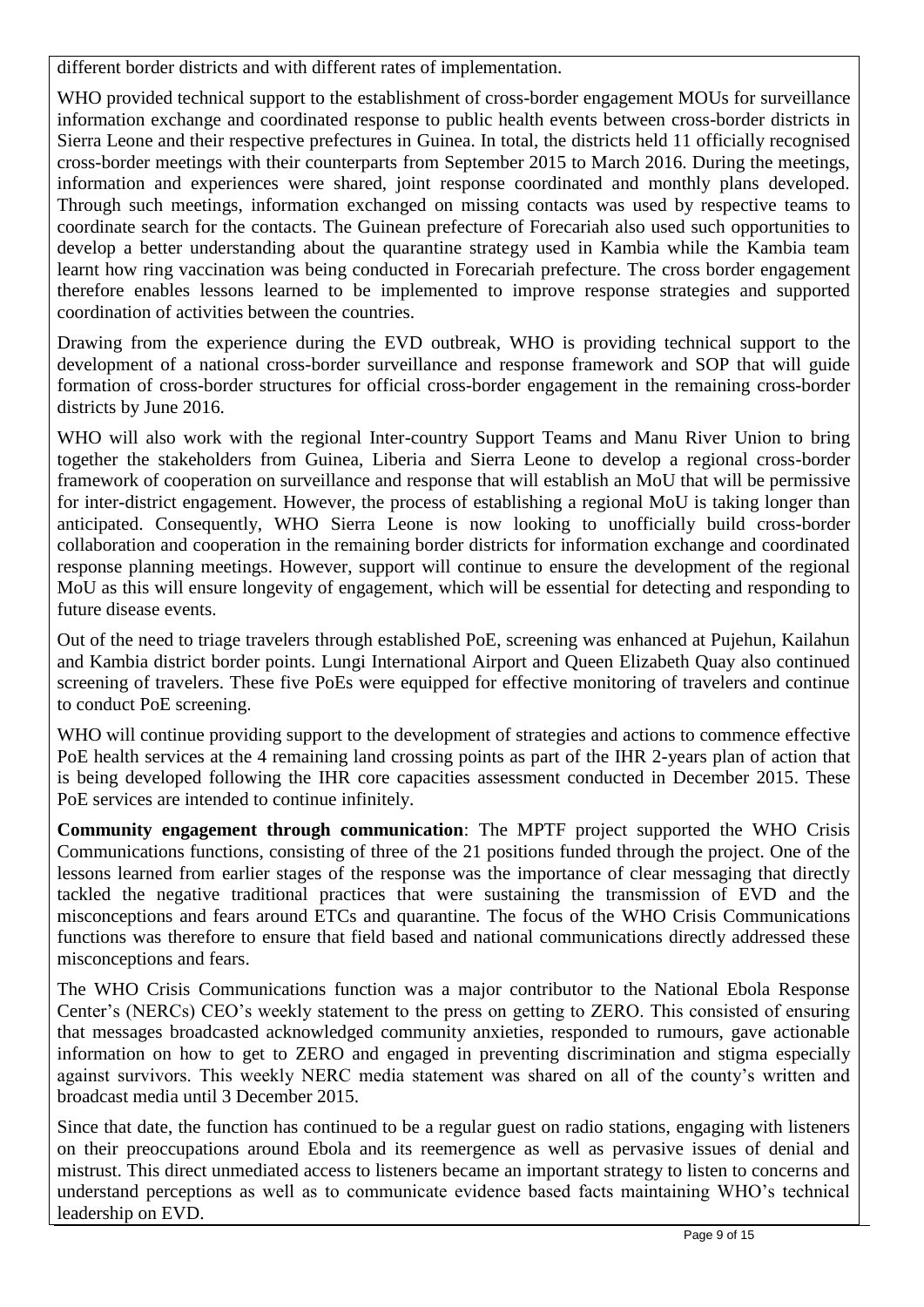different border districts and with different rates of implementation.

WHO provided technical support to the establishment of cross-border engagement MOUs for surveillance information exchange and coordinated response to public health events between cross-border districts in Sierra Leone and their respective prefectures in Guinea. In total, the districts held 11 officially recognised cross-border meetings with their counterparts from September 2015 to March 2016. During the meetings, information and experiences were shared, joint response coordinated and monthly plans developed. Through such meetings, information exchanged on missing contacts was used by respective teams to coordinate search for the contacts. The Guinean prefecture of Forecariah also used such opportunities to develop a better understanding about the quarantine strategy used in Kambia while the Kambia team learnt how ring vaccination was being conducted in Forecariah prefecture. The cross border engagement therefore enables lessons learned to be implemented to improve response strategies and supported coordination of activities between the countries.

Drawing from the experience during the EVD outbreak, WHO is providing technical support to the development of a national cross-border surveillance and response framework and SOP that will guide formation of cross-border structures for official cross-border engagement in the remaining cross-border districts by June 2016.

WHO will also work with the regional Inter-country Support Teams and Manu River Union to bring together the stakeholders from Guinea, Liberia and Sierra Leone to develop a regional cross-border framework of cooperation on surveillance and response that will establish an MoU that will be permissive for inter-district engagement. However, the process of establishing a regional MoU is taking longer than anticipated. Consequently, WHO Sierra Leone is now looking to unofficially build cross-border collaboration and cooperation in the remaining border districts for information exchange and coordinated response planning meetings. However, support will continue to ensure the development of the regional MoU as this will ensure longevity of engagement, which will be essential for detecting and responding to future disease events.

Out of the need to triage travelers through established PoE, screening was enhanced at Pujehun, Kailahun and Kambia district border points. Lungi International Airport and Queen Elizabeth Quay also continued screening of travelers. These five PoEs were equipped for effective monitoring of travelers and continue to conduct PoE screening.

WHO will continue providing support to the development of strategies and actions to commence effective PoE health services at the 4 remaining land crossing points as part of the IHR 2-years plan of action that is being developed following the IHR core capacities assessment conducted in December 2015. These PoE services are intended to continue infinitely.

**Community engagement through communication**: The MPTF project supported the WHO Crisis Communications functions, consisting of three of the 21 positions funded through the project. One of the lessons learned from earlier stages of the response was the importance of clear messaging that directly tackled the negative traditional practices that were sustaining the transmission of EVD and the misconceptions and fears around ETCs and quarantine. The focus of the WHO Crisis Communications functions was therefore to ensure that field based and national communications directly addressed these misconceptions and fears.

The WHO Crisis Communications function was a major contributor to the National Ebola Response Center's (NERCs) CEO's weekly statement to the press on getting to ZERO. This consisted of ensuring that messages broadcasted acknowledged community anxieties, responded to rumours, gave actionable information on how to get to ZERO and engaged in preventing discrimination and stigma especially against survivors. This weekly NERC media statement was shared on all of the county's written and broadcast media until 3 December 2015.

Since that date, the function has continued to be a regular guest on radio stations, engaging with listeners on their preoccupations around Ebola and its reemergence as well as pervasive issues of denial and mistrust. This direct unmediated access to listeners became an important strategy to listen to concerns and understand perceptions as well as to communicate evidence based facts maintaining WHO's technical leadership on EVD.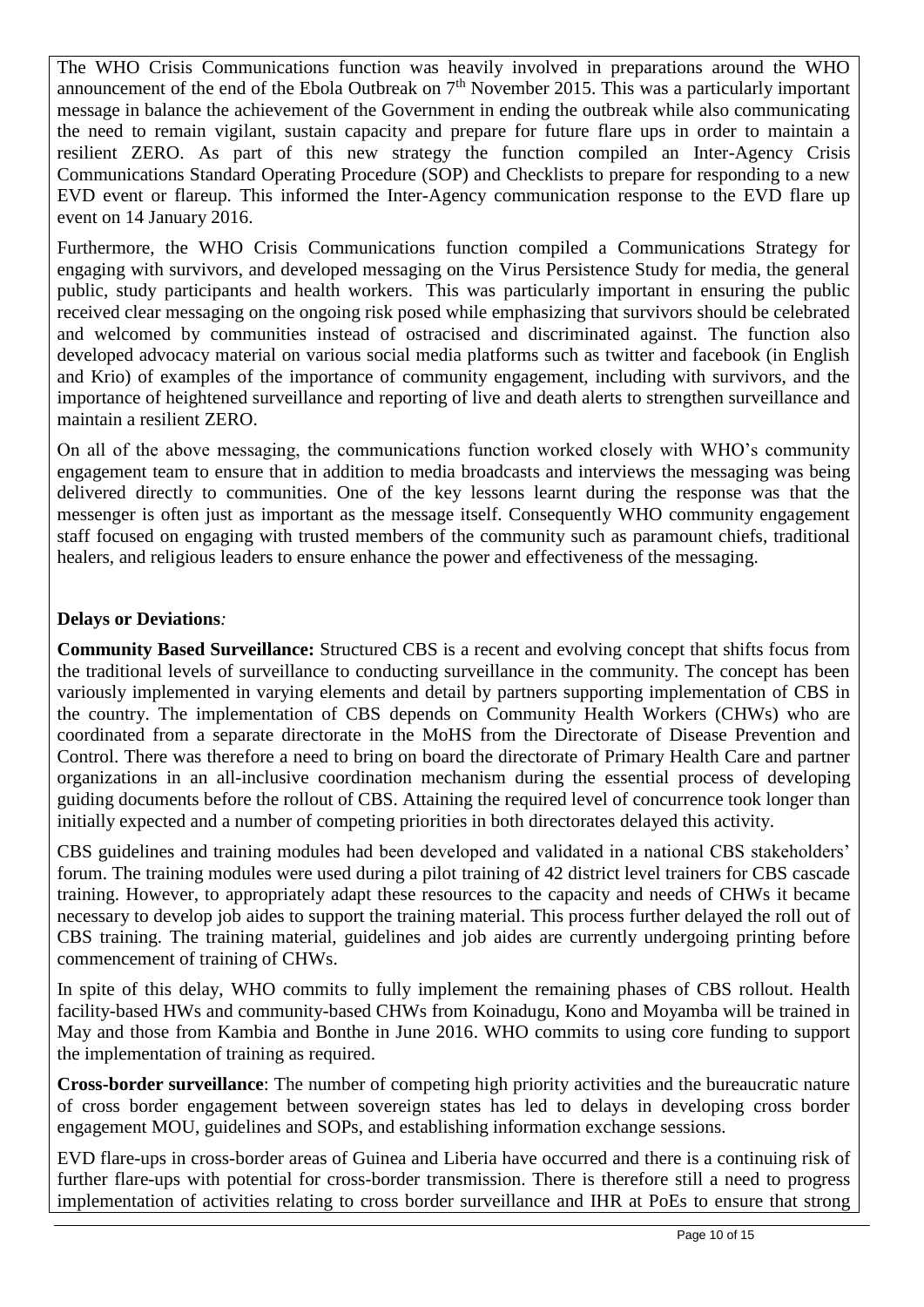The WHO Crisis Communications function was heavily involved in preparations around the WHO announcement of the end of the Ebola Outbreak on 7[th] November 2015. This was a particularly important message in balance the achievement of the Government in ending the outbreak while also communicating the need to remain vigilant, sustain capacity and prepare for future flare ups in order to maintain a resilient ZERO. As part of this new strategy the function compiled an Inter-Agency Crisis Communications Standard Operating Procedure (SOP) and Checklists to prepare for responding to a new EVD event or flareup. This informed the Inter-Agency communication response to the EVD flare up event on 14 January 2016.

Furthermore, the WHO Crisis Communications function compiled a Communications Strategy for engaging with survivors, and developed messaging on the Virus Persistence Study for media, the general public, study participants and health workers. This was particularly important in ensuring the public received clear messaging on the ongoing risk posed while emphasizing that survivors should be celebrated and welcomed by communities instead of ostracised and discriminated against. The function also developed advocacy material on various social media platforms such as twitter and facebook (in English and Krio) of examples of the importance of community engagement, including with survivors, and the importance of heightened surveillance and reporting of live and death alerts to strengthen surveillance and maintain a resilient ZERO.

On all of the above messaging, the communications function worked closely with WHO's community engagement team to ensure that in addition to media broadcasts and interviews the messaging was being delivered directly to communities. One of the key lessons learnt during the response was that the messenger is often just as important as the message itself. Consequently WHO community engagement staff focused on engaging with trusted members of the community such as paramount chiefs, traditional healers, and religious leaders to ensure enhance the power and effectiveness of the messaging.

**Delays or Deviations***:*

**Community Based Surveillance:** Structured CBS is a recent and evolving concept that shifts focus from the traditional levels of surveillance to conducting surveillance in the community. The concept has been variously implemented in varying elements and detail by partners supporting implementation of CBS in the country. The implementation of CBS depends on Community Health Workers (CHWs) who are coordinated from a separate directorate in the MoHS from the Directorate of Disease Prevention and Control. There was therefore a need to bring on board the directorate of Primary Health Care and partner organizations in an all-inclusive coordination mechanism during the essential process of developing guiding documents before the rollout of CBS. Attaining the required level of concurrence took longer than initially expected and a number of competing priorities in both directorates delayed this activity.

CBS guidelines and training modules had been developed and validated in a national CBS stakeholders' forum. The training modules were used during a pilot training of 42 district level trainers for CBS cascade training. However, to appropriately adapt these resources to the capacity and needs of CHWs it became necessary to develop job aides to support the training material. This process further delayed the roll out of CBS training. The training material, guidelines and job aides are currently undergoing printing before commencement of training of CHWs.

In spite of this delay, WHO commits to fully implement the remaining phases of CBS rollout. Health facility-based HWs and community-based CHWs from Koinadugu, Kono and Moyamba will be trained in May and those from Kambia and Bonthe in June 2016. WHO commits to using core funding to support the implementation of training as required.

**Cross-border surveillance**: The number of competing high priority activities and the bureaucratic nature of cross border engagement between sovereign states has led to delays in developing cross border engagement MOU, guidelines and SOPs, and establishing information exchange sessions.

EVD flare-ups in cross-border areas of Guinea and Liberia have occurred and there is a continuing risk of further flare-ups with potential for cross-border transmission. There is therefore still a need to progress implementation of activities relating to cross border surveillance and IHR at PoEs to ensure that strong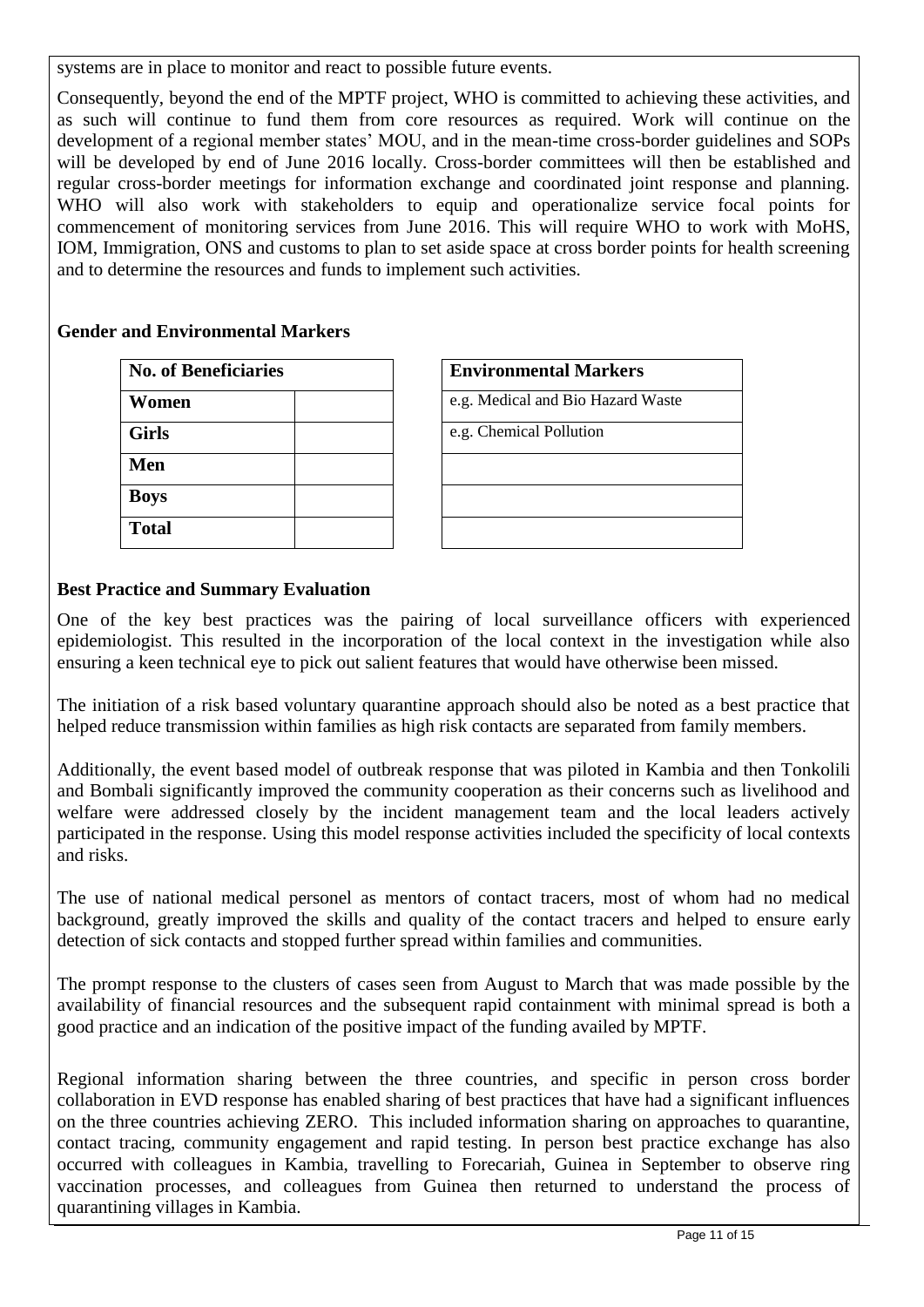systems are in place to monitor and react to possible future events.

Consequently, beyond the end of the MPTF project, WHO is committed to achieving these activities, and as such will continue to fund them from core resources as required. Work will continue on the development of a regional member states' MOU, and in the mean-time cross-border guidelines and SOPs will be developed by end of June 2016 locally. Cross-border committees will then be established and regular cross-border meetings for information exchange and coordinated joint response and planning. WHO will also work with stakeholders to equip and operationalize service focal points for commencement of monitoring services from June 2016. This will require WHO to work with MoHS, IOM, Immigration, ONS and customs to plan to set aside space at cross border points for health screening and to determine the resources and funds to implement such activities.

**Gender and Environmental Markers**

| No. of Beneficiaries | |
|---|---|
| **Women** | |
| **Girls** | |
| **Men** | |
| **Boys** | |
| **Total** | |

| Environmental Markers |
|---|
| e.g. Medical and Bio Hazard Waste |
| e.g. Chemical Pollution |
| |
| |
| |

**Best Practice and Summary Evaluation**

One of the key best practices was the pairing of local surveillance officers with experienced epidemiologist. This resulted in the incorporation of the local context in the investigation while also ensuring a keen technical eye to pick out salient features that would have otherwise been missed.

The initiation of a risk based voluntary quarantine approach should also be noted as a best practice that helped reduce transmission within families as high risk contacts are separated from family members.

Additionally, the event based model of outbreak response that was piloted in Kambia and then Tonkolili and Bombali significantly improved the community cooperation as their concerns such as livelihood and welfare were addressed closely by the incident management team and the local leaders actively participated in the response. Using this model response activities included the specificity of local contexts and risks.

The use of national medical personel as mentors of contact tracers, most of whom had no medical background, greatly improved the skills and quality of the contact tracers and helped to ensure early detection of sick contacts and stopped further spread within families and communities.

The prompt response to the clusters of cases seen from August to March that was made possible by the availability of financial resources and the subsequent rapid containment with minimal spread is both a good practice and an indication of the positive impact of the funding availed by MPTF.

Regional information sharing between the three countries, and specific in person cross border collaboration in EVD response has enabled sharing of best practices that have had a significant influences on the three countries achieving ZERO. This included information sharing on approaches to quarantine, contact tracing, community engagement and rapid testing. In person best practice exchange has also occurred with colleagues in Kambia, travelling to Forecariah, Guinea in September to observe ring vaccination processes, and colleagues from Guinea then returned to understand the process of quarantining villages in Kambia.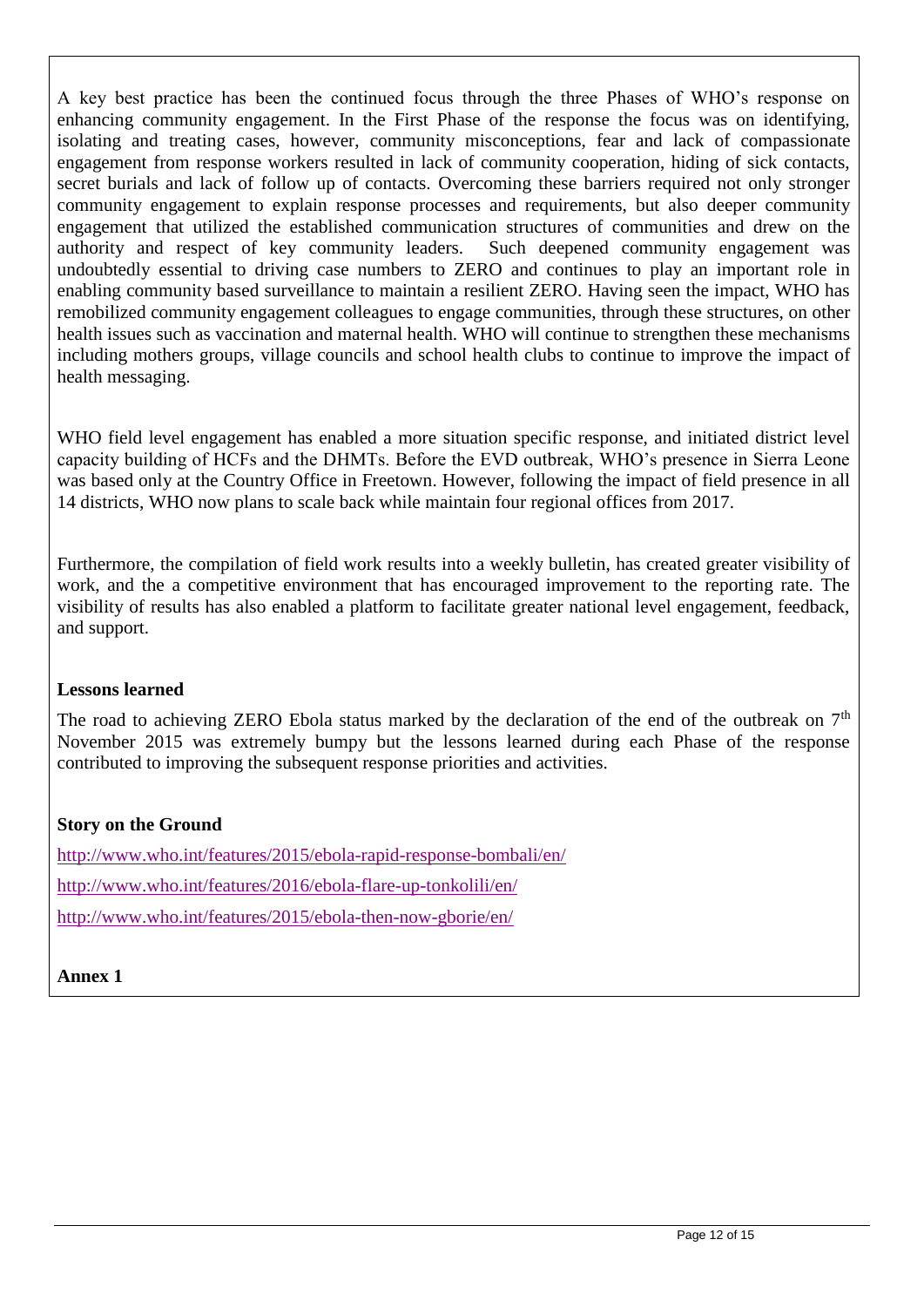A key best practice has been the continued focus through the three Phases of WHO's response on enhancing community engagement. In the First Phase of the response the focus was on identifying, isolating and treating cases, however, community misconceptions, fear and lack of compassionate engagement from response workers resulted in lack of community cooperation, hiding of sick contacts, secret burials and lack of follow up of contacts. Overcoming these barriers required not only stronger community engagement to explain response processes and requirements, but also deeper community engagement that utilized the established communication structures of communities and drew on the authority and respect of key community leaders. Such deepened community engagement was undoubtedly essential to driving case numbers to ZERO and continues to play an important role in enabling community based surveillance to maintain a resilient ZERO. Having seen the impact, WHO has remobilized community engagement colleagues to engage communities, through these structures, on other health issues such as vaccination and maternal health. WHO will continue to strengthen these mechanisms including mothers groups, village councils and school health clubs to continue to improve the impact of health messaging.

WHO field level engagement has enabled a more situation specific response, and initiated district level capacity building of HCFs and the DHMTs. Before the EVD outbreak, WHO's presence in Sierra Leone was based only at the Country Office in Freetown. However, following the impact of field presence in all 14 districts, WHO now plans to scale back while maintain four regional offices from 2017.

Furthermore, the compilation of field work results into a weekly bulletin, has created greater visibility of work, and the a competitive environment that has encouraged improvement to the reporting rate. The visibility of results has also enabled a platform to facilitate greater national level engagement, feedback, and support.

**Lessons learned**

The road to achieving ZERO Ebola status marked by the declaration of the end of the outbreak on 7th November 2015 was extremely bumpy but the lessons learned during each Phase of the response contributed to improving the subsequent response priorities and activities.

**Story on the Ground**

http://www.who.int/features/2015/ebola-rapid-response-bombali/en/

http://www.who.int/features/2016/ebola-flare-up-tonkolili/en/

http://www.who.int/features/2015/ebola-then-now-gborie/en/

**Annex 1**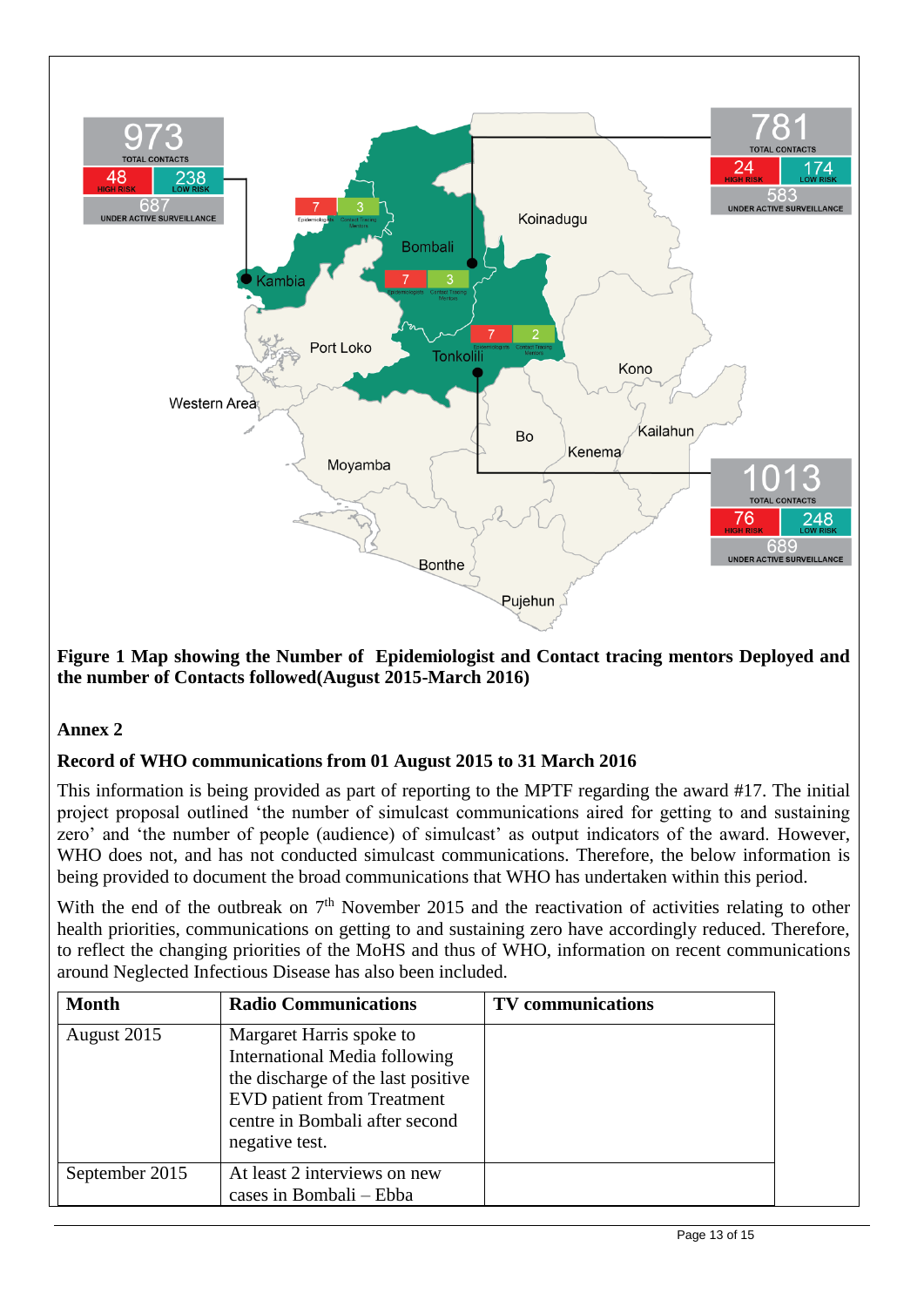**Figure 1 Map showing the Number of Epidemiologist and Contact tracing mentors Deployed and the number of Contacts followed(August 2015-March 2016)**

**Annex 2**

**Record of WHO communications from 01 August 2015 to 31 March 2016**

This information is being provided as part of reporting to the MPTF regarding the award #17. The initial project proposal outlined 'the number of simulcast communications aired for getting to and sustaining zero' and 'the number of people (audience) of simulcast' as output indicators of the award. However, WHO does not, and has not conducted simulcast communications. Therefore, the below information is being provided to document the broad communications that WHO has undertaken within this period.

With the end of the outbreak on 7th November 2015 and the reactivation of activities relating to other health priorities, communications on getting to and sustaining zero have accordingly reduced. Therefore, to reflect the changing priorities of the MoHS and thus of WHO, information on recent communications around Neglected Infectious Disease has also been included.

| Month | Radio Communications | TV communications |
|---|---|---|
| August 2015 | Margaret Harris spoke to International Media following the discharge of the last positive EVD patient from Treatment centre in Bombali after second negative test. | |
| September 2015 | At least 2 interviews on new cases in Bombali – Ebba | |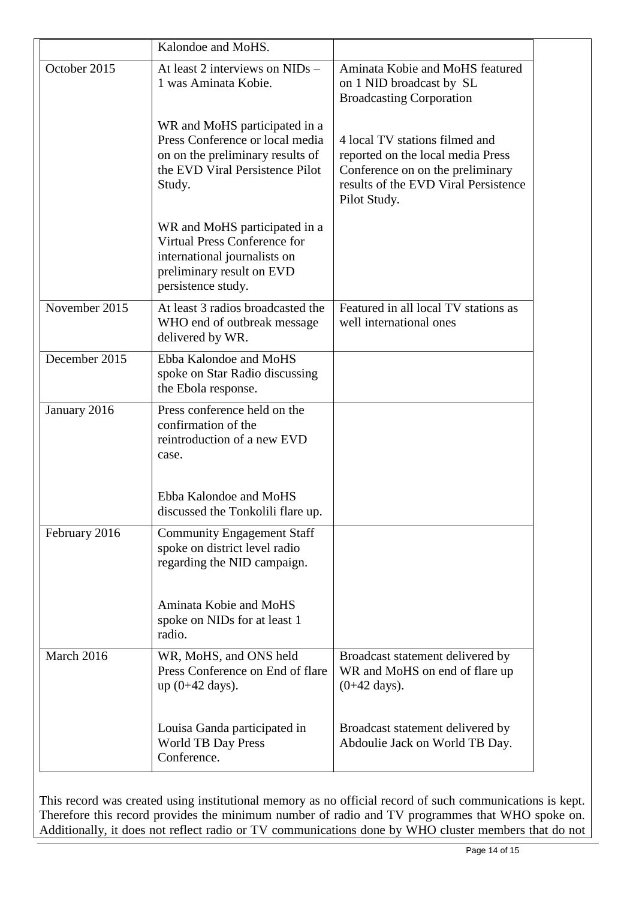|  | Kalondoe and MoHS. |  |
|---|---|---|
| October 2015 | At least 2 interviews on NIDs – 1 was Aminata Kobie.<br><br>WR and MoHS participated in a Press Conference or local media on on the preliminary results of the EVD Viral Persistence Pilot Study.<br><br>WR and MoHS participated in a Virtual Press Conference for international journalists on preliminary result on EVD persistence study. | Aminata Kobie and MoHS featured on 1 NID broadcast by SL Broadcasting Corporation<br><br>4 local TV stations filmed and reported on the local media Press Conference on on the preliminary results of the EVD Viral Persistence Pilot Study. |
| November 2015 | At least 3 radios broadcasted the WHO end of outbreak message delivered by WR. | Featured in all local TV stations as well international ones |
| December 2015 | Ebba Kalondoe and MoHS spoke on Star Radio discussing the Ebola response. |  |
| January 2016 | Press conference held on the confirmation of the reintroduction of a new EVD case.<br><br>Ebba Kalondoe and MoHS discussed the Tonkolili flare up. |  |
| February 2016 | Community Engagement Staff spoke on district level radio regarding the NID campaign.<br><br>Aminata Kobie and MoHS spoke on NIDs for at least 1 radio. |  |
| March 2016 | WR, MoHS, and ONS held Press Conference on End of flare up (0+42 days).<br><br>Louisa Ganda participated in World TB Day Press Conference. | Broadcast statement delivered by WR and MoHS on end of flare up (0+42 days).<br><br>Broadcast statement delivered by Abdoulie Jack on World TB Day. |

This record was created using institutional memory as no official record of such communications is kept. Therefore this record provides the minimum number of radio and TV programmes that WHO spoke on. Additionally, it does not reflect radio or TV communications done by WHO cluster members that do not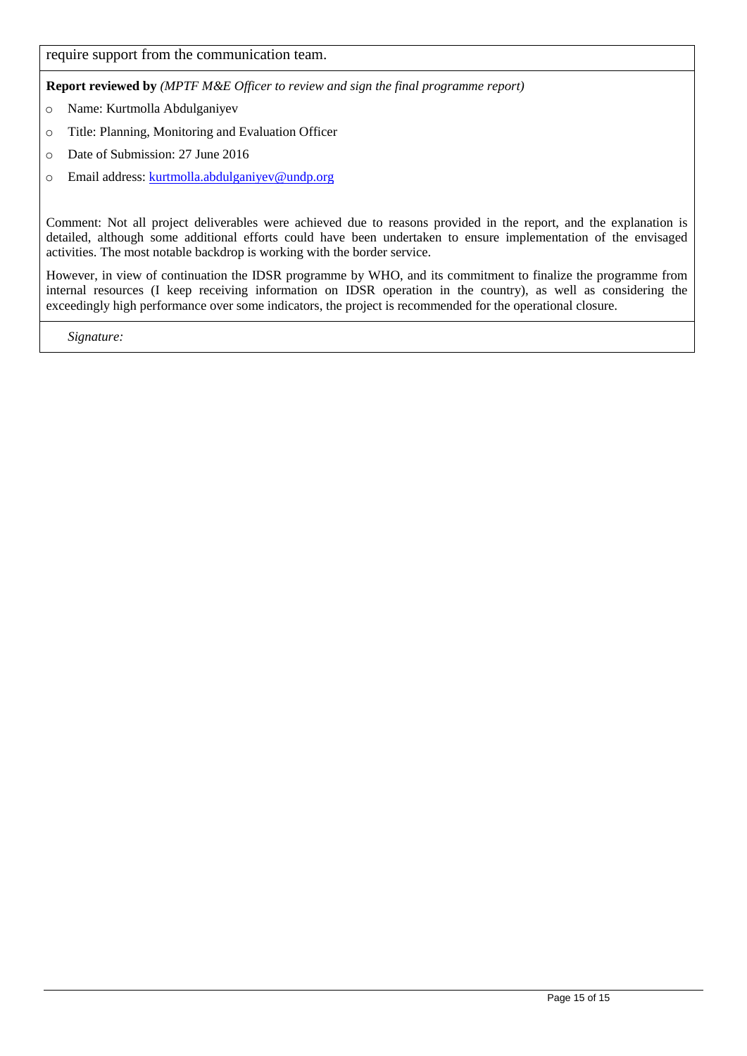require support from the communication team.

**Report reviewed by** *(MPTF M&E Officer to review and sign the final programme report)*

- Name: Kurtmolla Abdulganiyev
- Title: Planning, Monitoring and Evaluation Officer
- Date of Submission: 27 June 2016
- Email address: kurtmolla.abdulganiyev@undp.org

Comment: Not all project deliverables were achieved due to reasons provided in the report, and the explanation is detailed, although some additional efforts could have been undertaken to ensure implementation of the envisaged activities. The most notable backdrop is working with the border service.

However, in view of continuation the IDSR programme by WHO, and its commitment to finalize the programme from internal resources (I keep receiving information on IDSR operation in the country), as well as considering the exceedingly high performance over some indicators, the project is recommended for the operational closure.

*Signature:*